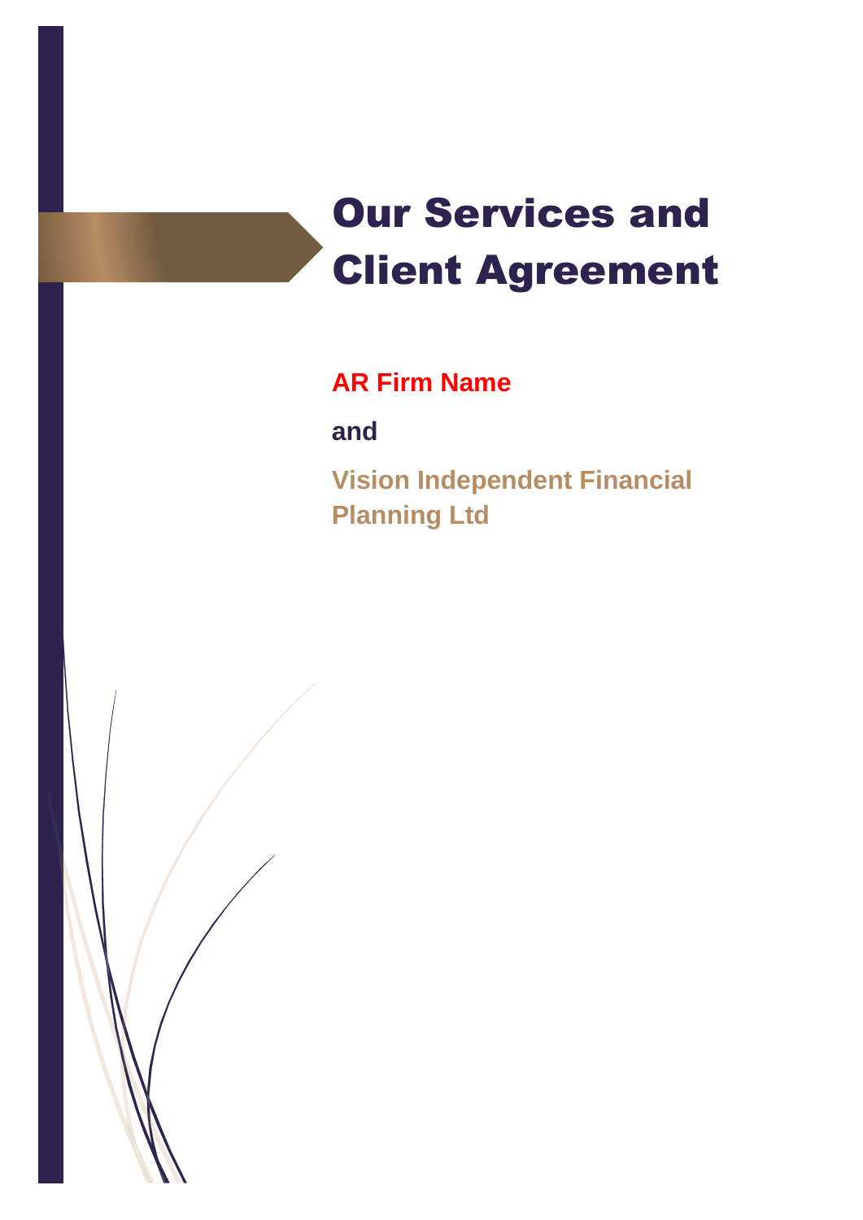# Our Services and Client Agreement

**AR Firm Name**

**and**

**Vision Independent Financial Planning Ltd**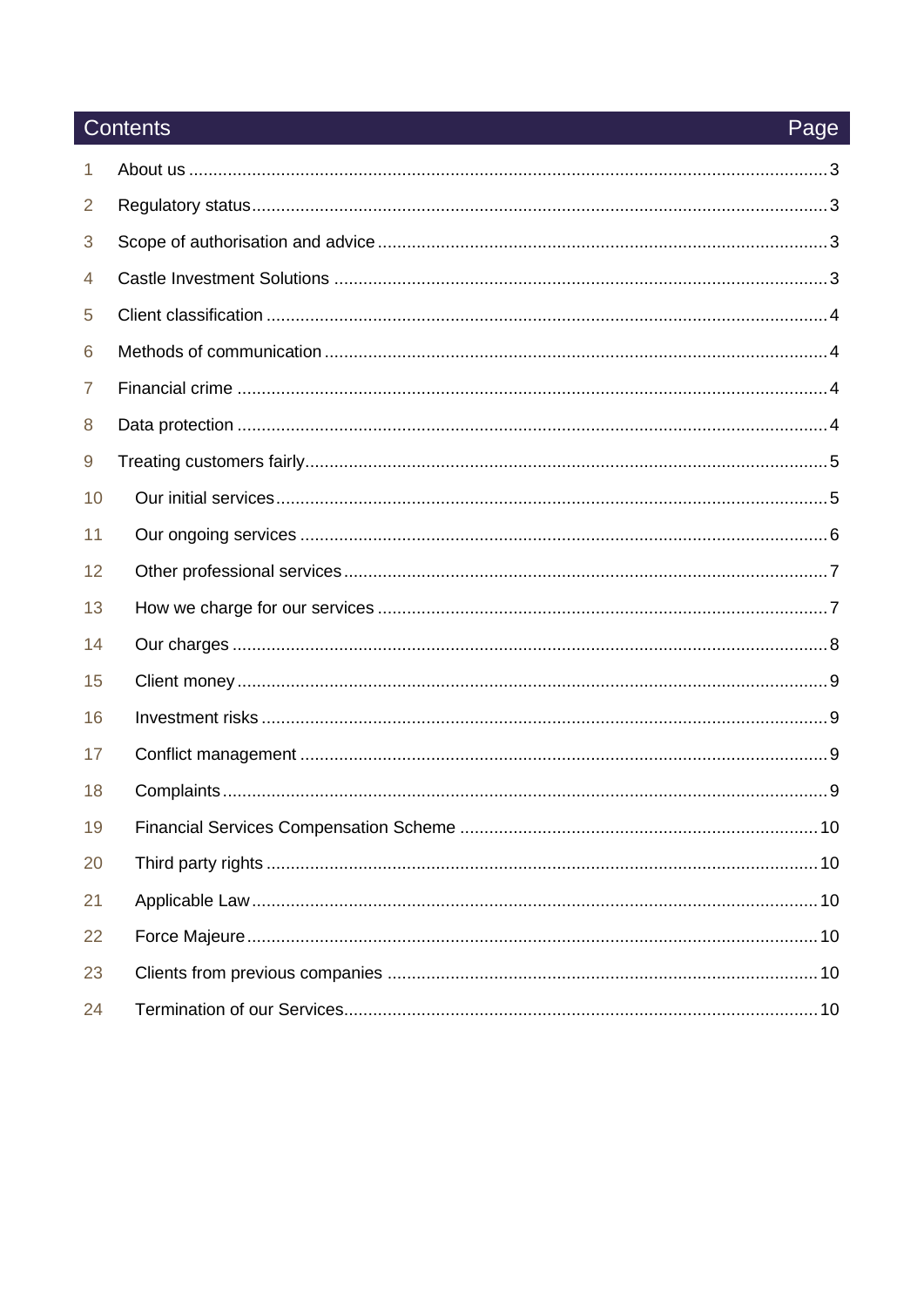| Contents | | Page |
|---|---|---|
| 1 | About us | 3 |
| 2 | Regulatory status | 3 |
| 3 | Scope of authorisation and advice | 3 |
| 4 | Castle Investment Solutions | 3 |
| 5 | Client classification | 4 |
| 6 | Methods of communication | 4 |
| 7 | Financial crime | 4 |
| 8 | Data protection | 4 |
| 9 | Treating customers fairly | 5 |
| 10 | Our initial services | 5 |
| 11 | Our ongoing services | 6 |
| 12 | Other professional services | 7 |
| 13 | How we charge for our services | 7 |
| 14 | Our charges | 8 |
| 15 | Client money | 9 |
| 16 | Investment risks | 9 |
| 17 | Conflict management | 9 |
| 18 | Complaints | 9 |
| 19 | Financial Services Compensation Scheme | 10 |
| 20 | Third party rights | 10 |
| 21 | Applicable Law | 10 |
| 22 | Force Majeure | 10 |
| 23 | Clients from previous companies | 10 |
| 24 | Termination of our Services | 10 |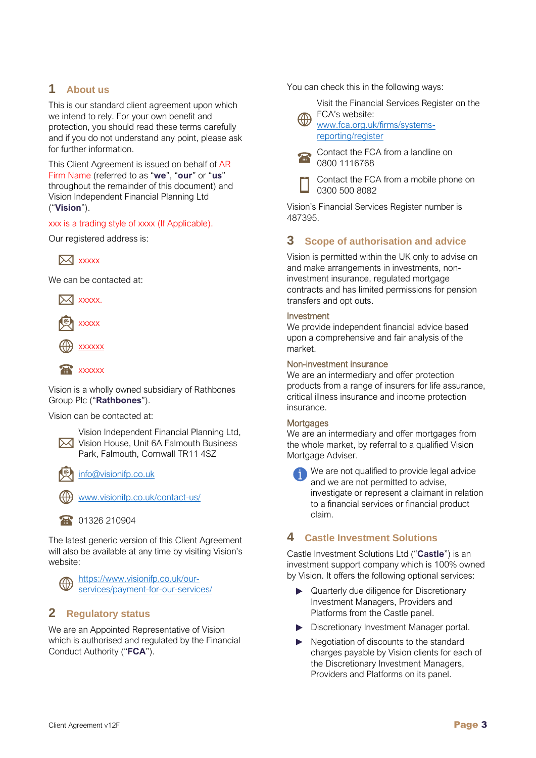## 1 About us

This is our standard client agreement upon which we intend to rely. For your own benefit and protection, you should read these terms carefully and if you do not understand any point, please ask for further information.

This Client Agreement is issued on behalf of AR Firm Name (referred to as "**we**", "**our**" or "**us**" throughout the remainder of this document) and Vision Independent Financial Planning Ltd ("**Vision**").

xxx is a trading style of xxxx (If Applicable).

Our registered address is:

xxxxx

We can be contacted at:

xxxxx.

xxxxx

xxxxxx

xxxxxx

Vision is a wholly owned subsidiary of Rathbones Group Plc ("**Rathbones**").

Vision can be contacted at:

Vision Independent Financial Planning Ltd, Vision House, Unit 6A Falmouth Business Park, Falmouth, Cornwall TR11 4SZ

info@visionifp.co.uk

www.visionifp.co.uk/contact-us/

01326 210904

The latest generic version of this Client Agreement will also be available at any time by visiting Vision's website:

https://www.visionifp.co.uk/our-services/payment-for-our-services/

## 2 Regulatory status

We are an Appointed Representative of Vision which is authorised and regulated by the Financial Conduct Authority ("**FCA**").

You can check this in the following ways:

Visit the Financial Services Register on the FCA's website: www.fca.org.uk/firms/systems-reporting/register

Contact the FCA from a landline on 0800 1116768

Contact the FCA from a mobile phone on 0300 500 8082

Vision's Financial Services Register number is 487395.

## 3 Scope of authorisation and advice

Vision is permitted within the UK only to advise on and make arrangements in investments, non-investment insurance, regulated mortgage contracts and has limited permissions for pension transfers and opt outs.

### Investment

We provide independent financial advice based upon a comprehensive and fair analysis of the market.

### Non-investment insurance

We are an intermediary and offer protection products from a range of insurers for life assurance, critical illness insurance and income protection insurance.

### Mortgages

We are an intermediary and offer mortgages from the whole market, by referral to a qualified Vision Mortgage Adviser.

We are not qualified to provide legal advice and we are not permitted to advise, investigate or represent a claimant in relation to a financial services or financial product claim.

## 4 Castle Investment Solutions

Castle Investment Solutions Ltd ("**Castle**") is an investment support company which is 100% owned by Vision. It offers the following optional services:

- Quarterly due diligence for Discretionary Investment Managers, Providers and Platforms from the Castle panel.
- Discretionary Investment Manager portal.
- Negotiation of discounts to the standard charges payable by Vision clients for each of the Discretionary Investment Managers, Providers and Platforms on its panel.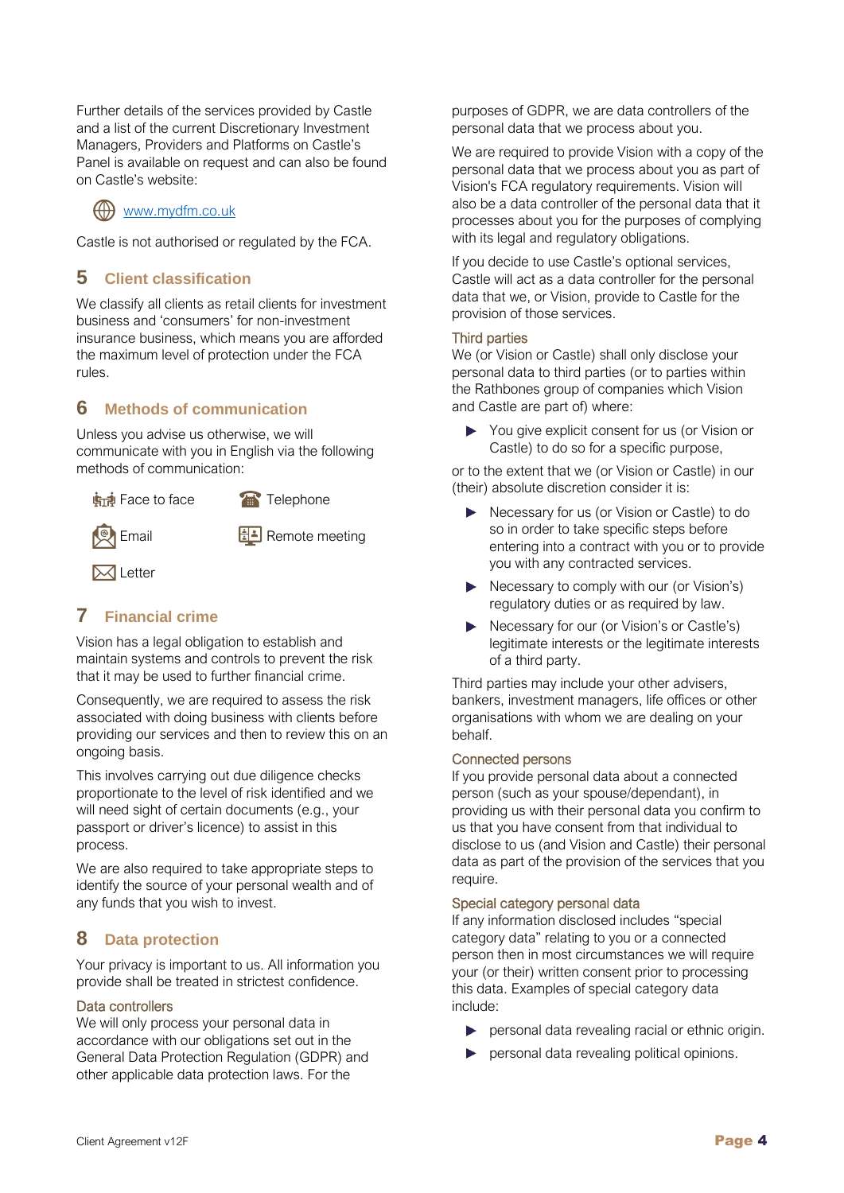Further details of the services provided by Castle and a list of the current Discretionary Investment Managers, Providers and Platforms on Castle's Panel is available on request and can also be found on Castle's website:

www.mydfm.co.uk

Castle is not authorised or regulated by the FCA.

## 5 Client classification

We classify all clients as retail clients for investment business and 'consumers' for non-investment insurance business, which means you are afforded the maximum level of protection under the FCA rules.

## 6 Methods of communication

Unless you advise us otherwise, we will communicate with you in English via the following methods of communication:

- Face to face
- Telephone
- Email
- Remote meeting
- Letter

## 7 Financial crime

Vision has a legal obligation to establish and maintain systems and controls to prevent the risk that it may be used to further financial crime.

Consequently, we are required to assess the risk associated with doing business with clients before providing our services and then to review this on an ongoing basis.

This involves carrying out due diligence checks proportionate to the level of risk identified and we will need sight of certain documents (e.g., your passport or driver's licence) to assist in this process.

We are also required to take appropriate steps to identify the source of your personal wealth and of any funds that you wish to invest.

## 8 Data protection

Your privacy is important to us. All information you provide shall be treated in strictest confidence.

### Data controllers

We will only process your personal data in accordance with our obligations set out in the General Data Protection Regulation (GDPR) and other applicable data protection laws. For the purposes of GDPR, we are data controllers of the personal data that we process about you.

We are required to provide Vision with a copy of the personal data that we process about you as part of Vision's FCA regulatory requirements. Vision will also be a data controller of the personal data that it processes about you for the purposes of complying with its legal and regulatory obligations.

If you decide to use Castle's optional services, Castle will act as a data controller for the personal data that we, or Vision, provide to Castle for the provision of those services.

### Third parties

We (or Vision or Castle) shall only disclose your personal data to third parties (or to parties within the Rathbones group of companies which Vision and Castle are part of) where:

- You give explicit consent for us (or Vision or Castle) to do so for a specific purpose,

or to the extent that we (or Vision or Castle) in our (their) absolute discretion consider it is:

- Necessary for us (or Vision or Castle) to do so in order to take specific steps before entering into a contract with you or to provide you with any contracted services.
- Necessary to comply with our (or Vision's) regulatory duties or as required by law.
- Necessary for our (or Vision's or Castle's) legitimate interests or the legitimate interests of a third party.

Third parties may include your other advisers, bankers, investment managers, life offices or other organisations with whom we are dealing on your behalf.

### Connected persons

If you provide personal data about a connected person (such as your spouse/dependant), in providing us with their personal data you confirm to us that you have consent from that individual to disclose to us (and Vision and Castle) their personal data as part of the provision of the services that you require.

### Special category personal data

If any information disclosed includes "special category data" relating to you or a connected person then in most circumstances we will require your (or their) written consent prior to processing this data. Examples of special category data include:

- personal data revealing racial or ethnic origin.
- personal data revealing political opinions.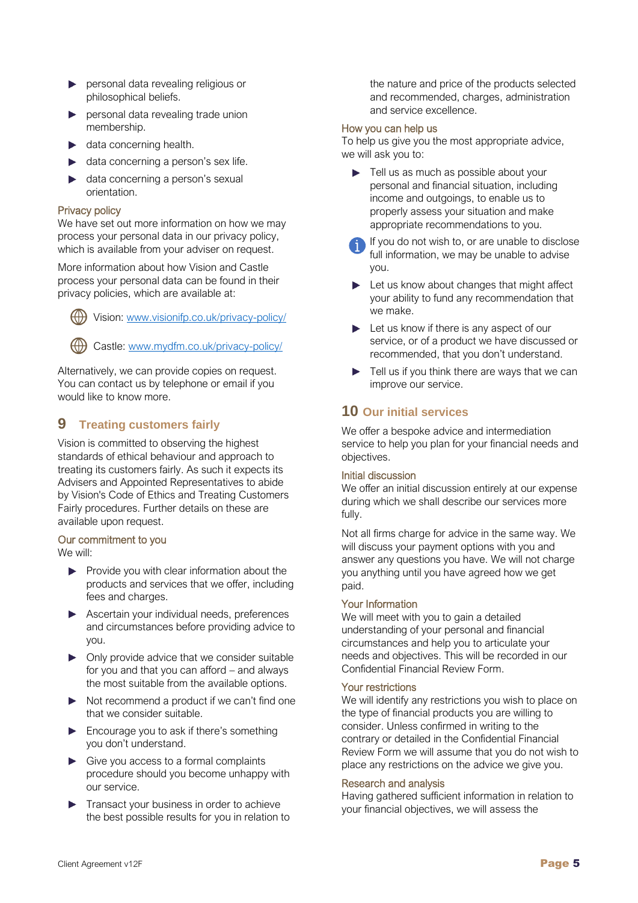- personal data revealing religious or philosophical beliefs.
- personal data revealing trade union membership.
- data concerning health.
- data concerning a person's sex life.
- data concerning a person's sexual orientation.

### Privacy policy

We have set out more information on how we may process your personal data in our privacy policy, which is available from your adviser on request.

More information about how Vision and Castle process your personal data can be found in their privacy policies, which are available at:

- Vision: www.visionifp.co.uk/privacy-policy/
- Castle: www.mydfm.co.uk/privacy-policy/

Alternatively, we can provide copies on request. You can contact us by telephone or email if you would like to know more.

## 9 Treating customers fairly

Vision is committed to observing the highest standards of ethical behaviour and approach to treating its customers fairly. As such it expects its Advisers and Appointed Representatives to abide by Vision's Code of Ethics and Treating Customers Fairly procedures. Further details on these are available upon request.

### Our commitment to you

We will:

- Provide you with clear information about the products and services that we offer, including fees and charges.
- Ascertain your individual needs, preferences and circumstances before providing advice to you.
- Only provide advice that we consider suitable for you and that you can afford – and always the most suitable from the available options.
- Not recommend a product if we can't find one that we consider suitable.
- Encourage you to ask if there's something you don't understand.
- Give you access to a formal complaints procedure should you become unhappy with our service.
- Transact your business in order to achieve the best possible results for you in relation to the nature and price of the products selected and recommended, charges, administration and service excellence.

### How you can help us

To help us give you the most appropriate advice, we will ask you to:

- Tell us as much as possible about your personal and financial situation, including income and outgoings, to enable us to properly assess your situation and make appropriate recommendations to you.

If you do not wish to, or are unable to disclose full information, we may be unable to advise you.

- Let us know about changes that might affect your ability to fund any recommendation that we make.
- Let us know if there is any aspect of our service, or of a product we have discussed or recommended, that you don't understand.
- Tell us if you think there are ways that we can improve our service.

## 10 Our initial services

We offer a bespoke advice and intermediation service to help you plan for your financial needs and objectives.

### Initial discussion

We offer an initial discussion entirely at our expense during which we shall describe our services more fully.

Not all firms charge for advice in the same way. We will discuss your payment options with you and answer any questions you have. We will not charge you anything until you have agreed how we get paid.

### Your Information

We will meet with you to gain a detailed understanding of your personal and financial circumstances and help you to articulate your needs and objectives. This will be recorded in our Confidential Financial Review Form.

### Your restrictions

We will identify any restrictions you wish to place on the type of financial products you are willing to consider. Unless confirmed in writing to the contrary or detailed in the Confidential Financial Review Form we will assume that you do not wish to place any restrictions on the advice we give you.

### Research and analysis

Having gathered sufficient information in relation to your financial objectives, we will assess the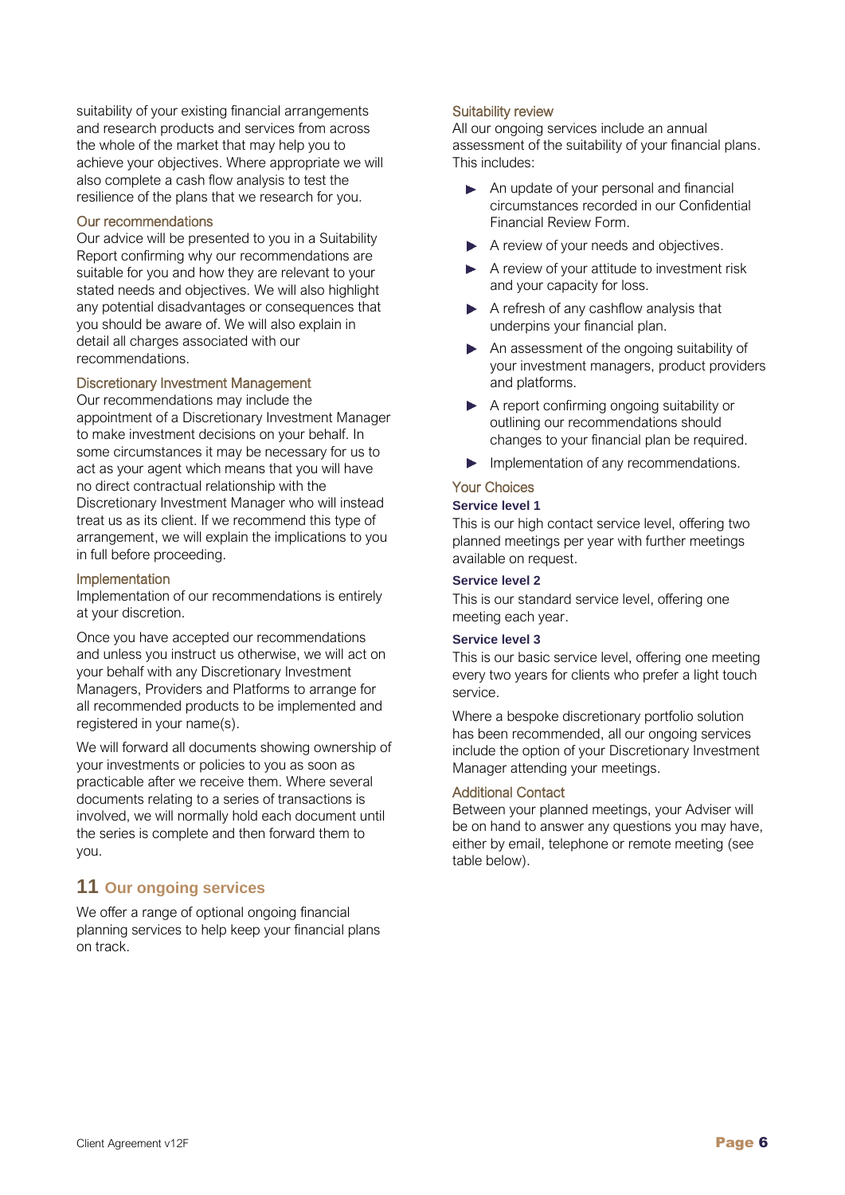suitability of your existing financial arrangements and research products and services from across the whole of the market that may help you to achieve your objectives. Where appropriate we will also complete a cash flow analysis to test the resilience of the plans that we research for you.

### Our recommendations

Our advice will be presented to you in a Suitability Report confirming why our recommendations are suitable for you and how they are relevant to your stated needs and objectives. We will also highlight any potential disadvantages or consequences that you should be aware of. We will also explain in detail all charges associated with our recommendations.

### Discretionary Investment Management

Our recommendations may include the appointment of a Discretionary Investment Manager to make investment decisions on your behalf. In some circumstances it may be necessary for us to act as your agent which means that you will have no direct contractual relationship with the Discretionary Investment Manager who will instead treat us as its client. If we recommend this type of arrangement, we will explain the implications to you in full before proceeding.

### Implementation

Implementation of our recommendations is entirely at your discretion.

Once you have accepted our recommendations and unless you instruct us otherwise, we will act on your behalf with any Discretionary Investment Managers, Providers and Platforms to arrange for all recommended products to be implemented and registered in your name(s).

We will forward all documents showing ownership of your investments or policies to you as soon as practicable after we receive them. Where several documents relating to a series of transactions is involved, we will normally hold each document until the series is complete and then forward them to you.

## 11 Our ongoing services

We offer a range of optional ongoing financial planning services to help keep your financial plans on track.

### Suitability review

All our ongoing services include an annual assessment of the suitability of your financial plans. This includes:

- An update of your personal and financial circumstances recorded in our Confidential Financial Review Form.
- A review of your needs and objectives.
- A review of your attitude to investment risk and your capacity for loss.
- A refresh of any cashflow analysis that underpins your financial plan.
- An assessment of the ongoing suitability of your investment managers, product providers and platforms.
- A report confirming ongoing suitability or outlining our recommendations should changes to your financial plan be required.
- Implementation of any recommendations.

### Your Choices

**Service level 1**

This is our high contact service level, offering two planned meetings per year with further meetings available on request.

**Service level 2**

This is our standard service level, offering one meeting each year.

**Service level 3**

This is our basic service level, offering one meeting every two years for clients who prefer a light touch service.

Where a bespoke discretionary portfolio solution has been recommended, all our ongoing services include the option of your Discretionary Investment Manager attending your meetings.

### Additional Contact

Between your planned meetings, your Adviser will be on hand to answer any questions you may have, either by email, telephone or remote meeting (see table below).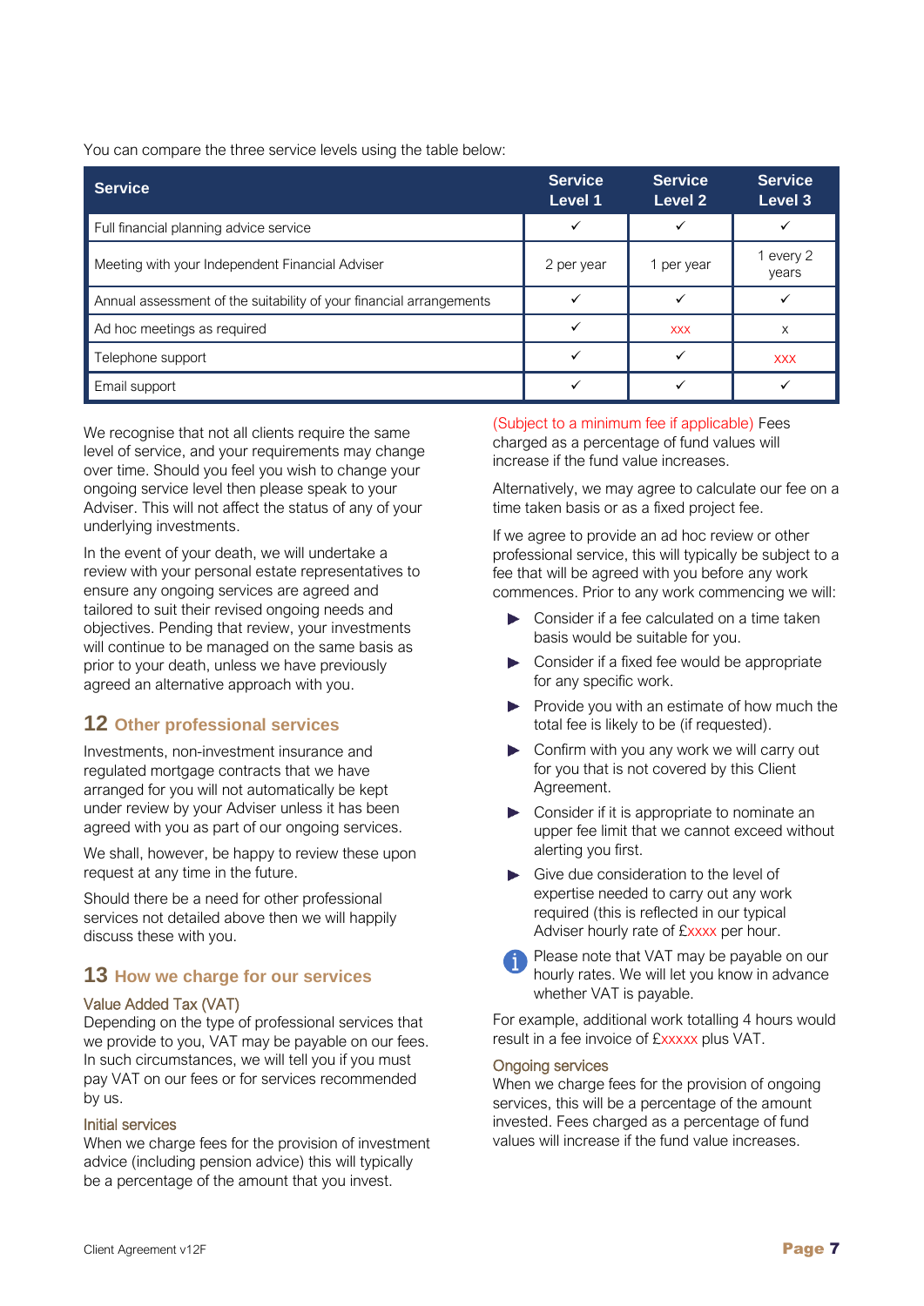You can compare the three service levels using the table below:

| Service | Service Level 1 | Service Level 2 | Service Level 3 |
|---|---|---|---|
| Full financial planning advice service | ✓ | ✓ | ✓ |
| Meeting with your Independent Financial Adviser | 2 per year | 1 per year | 1 every 2 years |
| Annual assessment of the suitability of your financial arrangements | ✓ | ✓ | ✓ |
| Ad hoc meetings as required | ✓ | xxx | x |
| Telephone support | ✓ | ✓ | xxx |
| Email support | ✓ | ✓ | ✓ |

We recognise that not all clients require the same level of service, and your requirements may change over time. Should you feel you wish to change your ongoing service level then please speak to your Adviser. This will not affect the status of any of your underlying investments.

In the event of your death, we will undertake a review with your personal estate representatives to ensure any ongoing services are agreed and tailored to suit their revised ongoing needs and objectives. Pending that review, your investments will continue to be managed on the same basis as prior to your death, unless we have previously agreed an alternative approach with you.

## 12 Other professional services

Investments, non-investment insurance and regulated mortgage contracts that we have arranged for you will not automatically be kept under review by your Adviser unless it has been agreed with you as part of our ongoing services.

We shall, however, be happy to review these upon request at any time in the future.

Should there be a need for other professional services not detailed above then we will happily discuss these with you.

## 13 How we charge for our services

### Value Added Tax (VAT)

Depending on the type of professional services that we provide to you, VAT may be payable on our fees. In such circumstances, we will tell you if you must pay VAT on our fees or for services recommended by us.

### Initial services

When we charge fees for the provision of investment advice (including pension advice) this will typically be a percentage of the amount that you invest. (Subject to a minimum fee if applicable) Fees charged as a percentage of fund values will increase if the fund value increases.

Alternatively, we may agree to calculate our fee on a time taken basis or as a fixed project fee.

If we agree to provide an ad hoc review or other professional service, this will typically be subject to a fee that will be agreed with you before any work commences. Prior to any work commencing we will:

- Consider if a fee calculated on a time taken basis would be suitable for you.
- Consider if a fixed fee would be appropriate for any specific work.
- Provide you with an estimate of how much the total fee is likely to be (if requested).
- Confirm with you any work we will carry out for you that is not covered by this Client Agreement.
- Consider if it is appropriate to nominate an upper fee limit that we cannot exceed without alerting you first.
- Give due consideration to the level of expertise needed to carry out any work required (this is reflected in our typical Adviser hourly rate of £xxxx per hour.

Please note that VAT may be payable on our hourly rates. We will let you know in advance whether VAT is payable.

For example, additional work totalling 4 hours would result in a fee invoice of £xxxxx plus VAT.

### Ongoing services

When we charge fees for the provision of ongoing services, this will be a percentage of the amount invested. Fees charged as a percentage of fund values will increase if the fund value increases.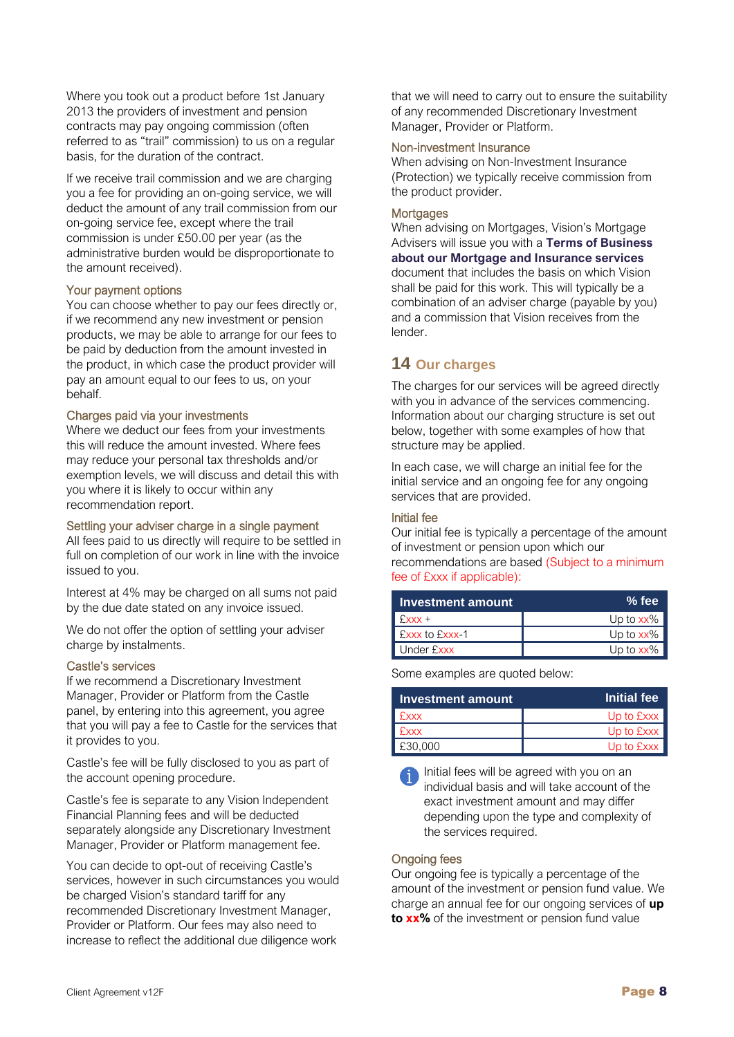Where you took out a product before 1st January 2013 the providers of investment and pension contracts may pay ongoing commission (often referred to as "trail" commission) to us on a regular basis, for the duration of the contract.

If we receive trail commission and we are charging you a fee for providing an on-going service, we will deduct the amount of any trail commission from our on-going service fee, except where the trail commission is under £50.00 per year (as the administrative burden would be disproportionate to the amount received).

### Your payment options

You can choose whether to pay our fees directly or, if we recommend any new investment or pension products, we may be able to arrange for our fees to be paid by deduction from the amount invested in the product, in which case the product provider will pay an amount equal to our fees to us, on your behalf.

### Charges paid via your investments

Where we deduct our fees from your investments this will reduce the amount invested. Where fees may reduce your personal tax thresholds and/or exemption levels, we will discuss and detail this with you where it is likely to occur within any recommendation report.

### Settling your adviser charge in a single payment

All fees paid to us directly will require to be settled in full on completion of our work in line with the invoice issued to you.

Interest at 4% may be charged on all sums not paid by the due date stated on any invoice issued.

We do not offer the option of settling your adviser charge by instalments.

### Castle's services

If we recommend a Discretionary Investment Manager, Provider or Platform from the Castle panel, by entering into this agreement, you agree that you will pay a fee to Castle for the services that it provides to you.

Castle's fee will be fully disclosed to you as part of the account opening procedure.

Castle's fee is separate to any Vision Independent Financial Planning fees and will be deducted separately alongside any Discretionary Investment Manager, Provider or Platform management fee.

You can decide to opt-out of receiving Castle's services, however in such circumstances you would be charged Vision's standard tariff for any recommended Discretionary Investment Manager, Provider or Platform. Our fees may also need to increase to reflect the additional due diligence work that we will need to carry out to ensure the suitability of any recommended Discretionary Investment Manager, Provider or Platform.

### Non-investment Insurance

When advising on Non-Investment Insurance (Protection) we typically receive commission from the product provider.

### Mortgages

When advising on Mortgages, Vision's Mortgage Advisers will issue you with a **Terms of Business about our Mortgage and Insurance services** document that includes the basis on which Vision shall be paid for this work. This will typically be a combination of an adviser charge (payable by you) and a commission that Vision receives from the lender.

## 14 Our charges

The charges for our services will be agreed directly with you in advance of the services commencing. Information about our charging structure is set out below, together with some examples of how that structure may be applied.

In each case, we will charge an initial fee for the initial service and an ongoing fee for any ongoing services that are provided.

### Initial fee

Our initial fee is typically a percentage of the amount of investment or pension upon which our recommendations are based (Subject to a minimum fee of £xxx if applicable):

| Investment amount | % fee |
|---|---|
| £xxx + | Up to xx% |
| £xxx to £xxx-1 | Up to xx% |
| Under £xxx | Up to xx% |

Some examples are quoted below:

| Investment amount | Initial fee |
|---|---|
| £xxx | Up to £xxx |
| £xxx | Up to £xxx |
| £30,000 | Up to £xxx |

Initial fees will be agreed with you on an individual basis and will take account of the exact investment amount and may differ depending upon the type and complexity of the services required.

### Ongoing fees

Our ongoing fee is typically a percentage of the amount of the investment or pension fund value. We charge an annual fee for our ongoing services of **up to xx%** of the investment or pension fund value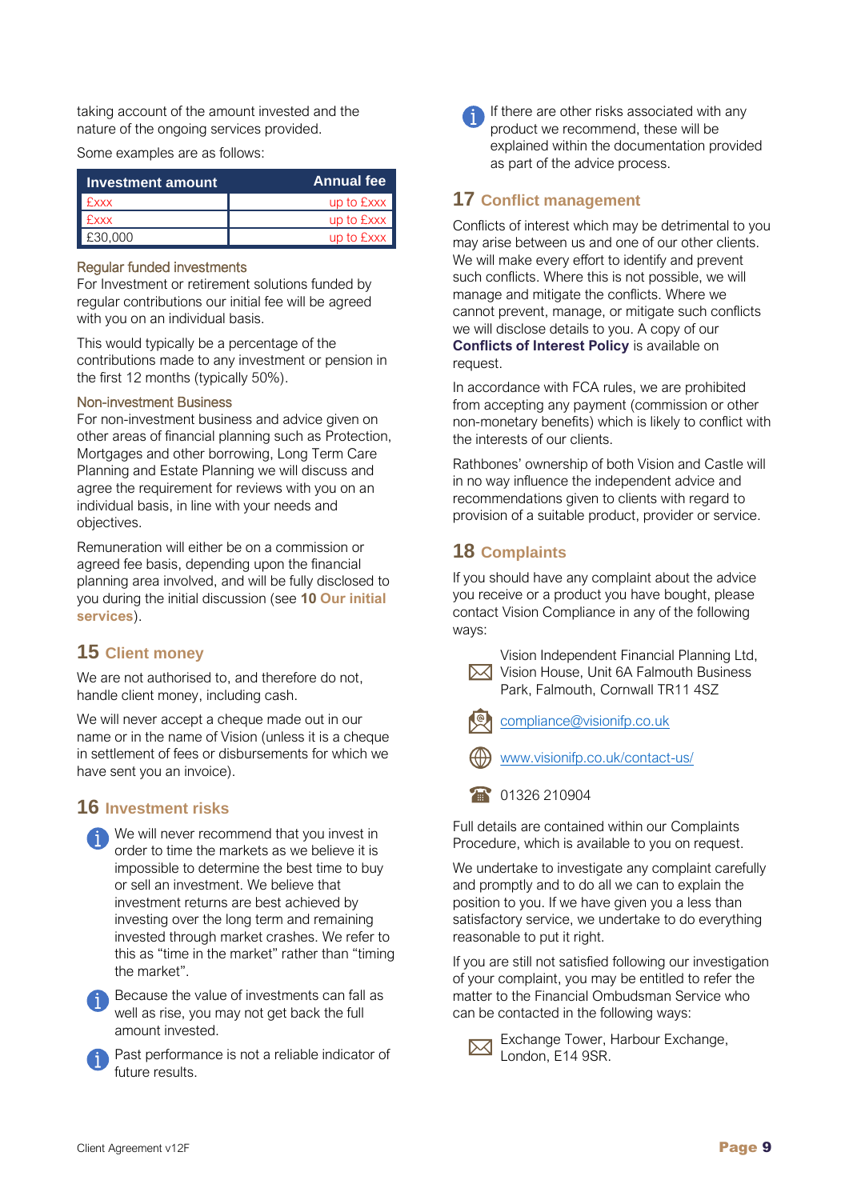taking account of the amount invested and the nature of the ongoing services provided.

Some examples are as follows:

| Investment amount | Annual fee |
|---|---|
| £xxx | up to £xxx |
| £xxx | up to £xxx |
| £30,000 | up to £xxx |

### Regular funded investments

For Investment or retirement solutions funded by regular contributions our initial fee will be agreed with you on an individual basis.

This would typically be a percentage of the contributions made to any investment or pension in the first 12 months (typically 50%).

### Non-investment Business

For non-investment business and advice given on other areas of financial planning such as Protection, Mortgages and other borrowing, Long Term Care Planning and Estate Planning we will discuss and agree the requirement for reviews with you on an individual basis, in line with your needs and objectives.

Remuneration will either be on a commission or agreed fee basis, depending upon the financial planning area involved, and will be fully disclosed to you during the initial discussion (see **10 Our initial services**).

## 15 Client money

We are not authorised to, and therefore do not, handle client money, including cash.

We will never accept a cheque made out in our name or in the name of Vision (unless it is a cheque in settlement of fees or disbursements for which we have sent you an invoice).

## 16 Investment risks

- We will never recommend that you invest in order to time the markets as we believe it is impossible to determine the best time to buy or sell an investment. We believe that investment returns are best achieved by investing over the long term and remaining invested through market crashes. We refer to this as "time in the market" rather than "timing the market".
- Because the value of investments can fall as well as rise, you may not get back the full amount invested.
- Past performance is not a reliable indicator of future results.
- If there are other risks associated with any product we recommend, these will be explained within the documentation provided as part of the advice process.

## 17 Conflict management

Conflicts of interest which may be detrimental to you may arise between us and one of our other clients. We will make every effort to identify and prevent such conflicts. Where this is not possible, we will manage and mitigate the conflicts. Where we cannot prevent, manage, or mitigate such conflicts we will disclose details to you. A copy of our **Conflicts of Interest Policy** is available on request.

In accordance with FCA rules, we are prohibited from accepting any payment (commission or other non-monetary benefits) which is likely to conflict with the interests of our clients.

Rathbones' ownership of both Vision and Castle will in no way influence the independent advice and recommendations given to clients with regard to provision of a suitable product, provider or service.

## 18 Complaints

If you should have any complaint about the advice you receive or a product you have bought, please contact Vision Compliance in any of the following ways:

Vision Independent Financial Planning Ltd, Vision House, Unit 6A Falmouth Business Park, Falmouth, Cornwall TR11 4SZ

compliance@visionifp.co.uk

www.visionifp.co.uk/contact-us/

01326 210904

Full details are contained within our Complaints Procedure, which is available to you on request.

We undertake to investigate any complaint carefully and promptly and to do all we can to explain the position to you. If we have given you a less than satisfactory service, we undertake to do everything reasonable to put it right.

If you are still not satisfied following our investigation of your complaint, you may be entitled to refer the matter to the Financial Ombudsman Service who can be contacted in the following ways:

Exchange Tower, Harbour Exchange, London, E14 9SR.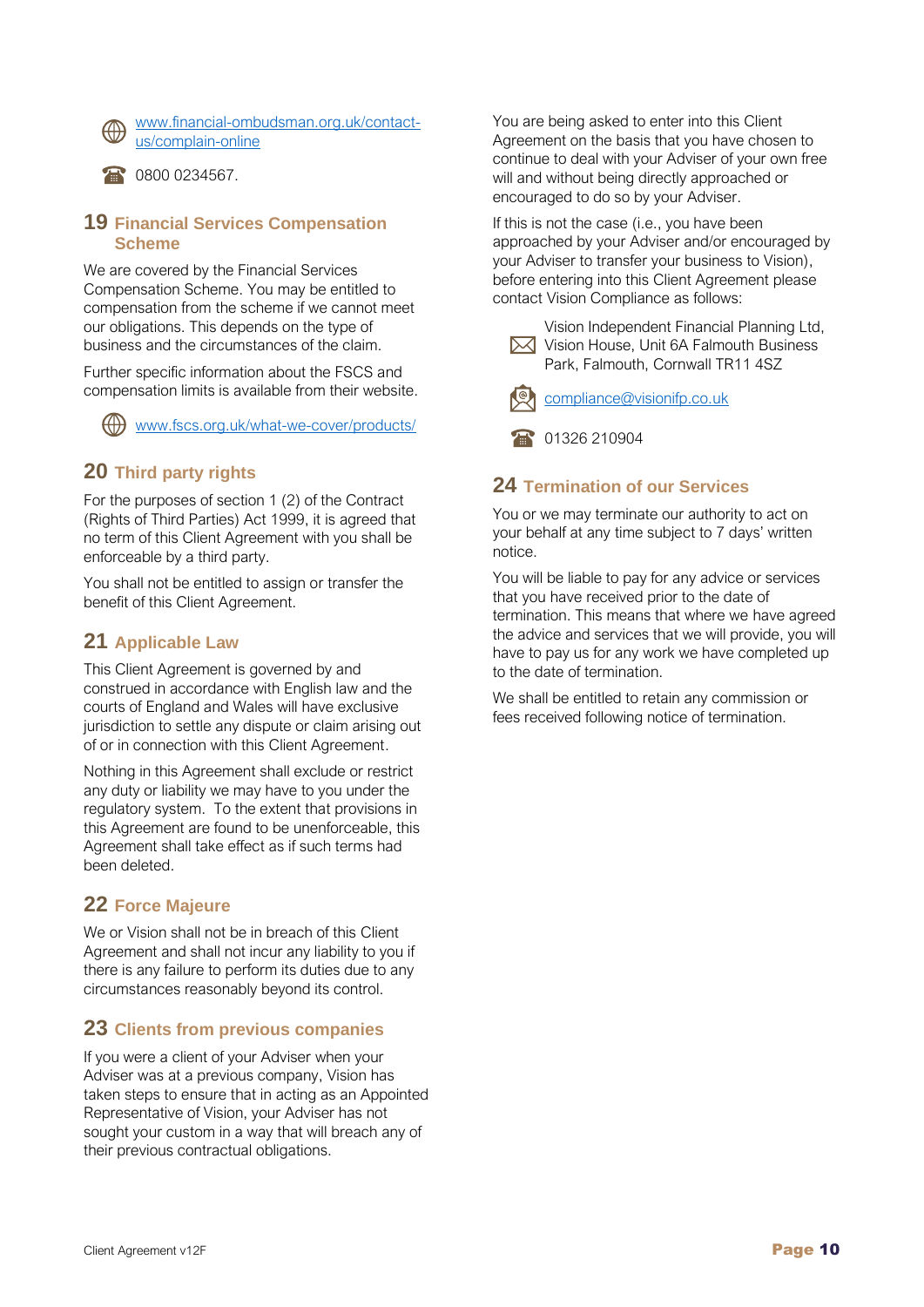www.financial-ombudsman.org.uk/contact-us/complain-online

0800 0234567.

## 19 Financial Services Compensation Scheme

We are covered by the Financial Services Compensation Scheme. You may be entitled to compensation from the scheme if we cannot meet our obligations. This depends on the type of business and the circumstances of the claim.

Further specific information about the FSCS and compensation limits is available from their website.

www.fscs.org.uk/what-we-cover/products/

## 20 Third party rights

For the purposes of section 1 (2) of the Contract (Rights of Third Parties) Act 1999, it is agreed that no term of this Client Agreement with you shall be enforceable by a third party.

You shall not be entitled to assign or transfer the benefit of this Client Agreement.

## 21 Applicable Law

This Client Agreement is governed by and construed in accordance with English law and the courts of England and Wales will have exclusive jurisdiction to settle any dispute or claim arising out of or in connection with this Client Agreement.

Nothing in this Agreement shall exclude or restrict any duty or liability we may have to you under the regulatory system. To the extent that provisions in this Agreement are found to be unenforceable, this Agreement shall take effect as if such terms had been deleted.

## 22 Force Majeure

We or Vision shall not be in breach of this Client Agreement and shall not incur any liability to you if there is any failure to perform its duties due to any circumstances reasonably beyond its control.

## 23 Clients from previous companies

If you were a client of your Adviser when your Adviser was at a previous company, Vision has taken steps to ensure that in acting as an Appointed Representative of Vision, your Adviser has not sought your custom in a way that will breach any of their previous contractual obligations.

You are being asked to enter into this Client Agreement on the basis that you have chosen to continue to deal with your Adviser of your own free will and without being directly approached or encouraged to do so by your Adviser.

If this is not the case (i.e., you have been approached by your Adviser and/or encouraged by your Adviser to transfer your business to Vision), before entering into this Client Agreement please contact Vision Compliance as follows:

Vision Independent Financial Planning Ltd, Vision House, Unit 6A Falmouth Business Park, Falmouth, Cornwall TR11 4SZ

compliance@visionifp.co.uk

01326 210904

## 24 Termination of our Services

You or we may terminate our authority to act on your behalf at any time subject to 7 days' written notice.

You will be liable to pay for any advice or services that you have received prior to the date of termination. This means that where we have agreed the advice and services that we will provide, you will have to pay us for any work we have completed up to the date of termination.

We shall be entitled to retain any commission or fees received following notice of termination.